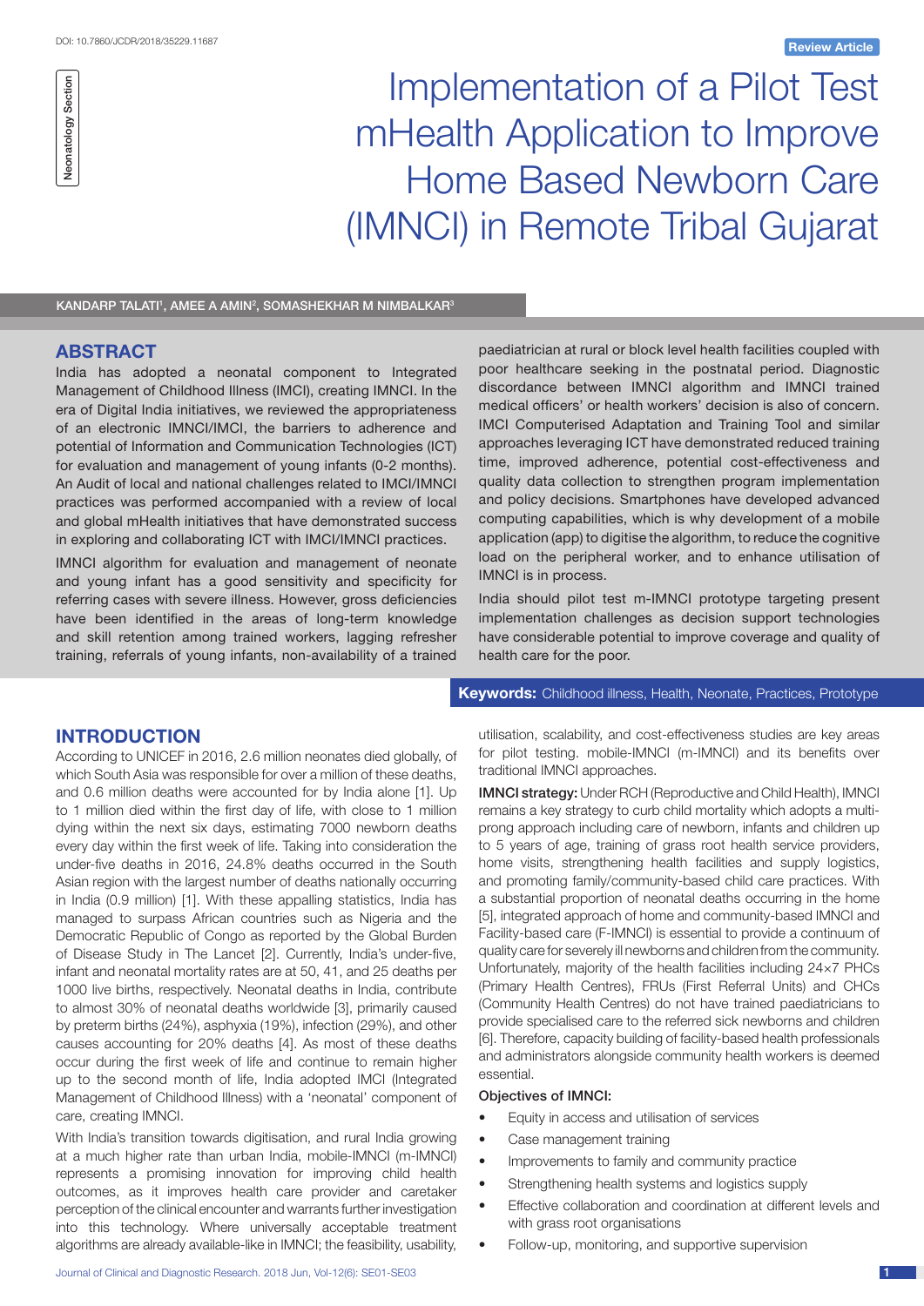# Implementation of a Pilot Test mHealth Application to Improve Home Based Newborn Care (IMNCI) in Remote Tribal Gujarat

KANDARP TALATI[1], AMEE A AMIN[2], SOMASHEKHAR M NIMBALKAR[3]

## ABSTRACT

India has adopted a neonatal component to Integrated Management of Childhood Illness (IMCI), creating IMNCI. In the era of Digital India initiatives, we reviewed the appropriateness of an electronic IMNCI/IMCI, the barriers to adherence and potential of Information and Communication Technologies (ICT) for evaluation and management of young infants (0-2 months). An Audit of local and national challenges related to IMCI/IMNCI practices was performed accompanied with a review of local and global mHealth initiatives that have demonstrated success in exploring and collaborating ICT with IMCI/IMNCI practices.

IMNCI algorithm for evaluation and management of neonate and young infant has a good sensitivity and specificity for referring cases with severe illness. However, gross deficiencies have been identified in the areas of long-term knowledge and skill retention among trained workers, lagging refresher training, referrals of young infants, non-availability of a trained paediatrician at rural or block level health facilities coupled with poor healthcare seeking in the postnatal period. Diagnostic discordance between IMNCI algorithm and IMNCI trained medical officers' or health workers' decision is also of concern. IMCI Computerised Adaptation and Training Tool and similar approaches leveraging ICT have demonstrated reduced training time, improved adherence, potential cost-effectiveness and quality data collection to strengthen program implementation and policy decisions. Smartphones have developed advanced computing capabilities, which is why development of a mobile application (app) to digitise the algorithm, to reduce the cognitive load on the peripheral worker, and to enhance utilisation of IMNCI is in process.

India should pilot test m-IMNCI prototype targeting present implementation challenges as decision support technologies have considerable potential to improve coverage and quality of health care for the poor.

**Keywords:** Childhood illness, Health, Neonate, Practices, Prototype

## INTRODUCTION

According to UNICEF in 2016, 2.6 million neonates died globally, of which South Asia was responsible for over a million of these deaths, and 0.6 million deaths were accounted for by India alone [1]. Up to 1 million died within the first day of life, with close to 1 million dying within the next six days, estimating 7000 newborn deaths every day within the first week of life. Taking into consideration the under-five deaths in 2016, 24.8% deaths occurred in the South Asian region with the largest number of deaths nationally occurring in India (0.9 million) [1]. With these appalling statistics, India has managed to surpass African countries such as Nigeria and the Democratic Republic of Congo as reported by the Global Burden of Disease Study in The Lancet [2]. Currently, India's under-five, infant and neonatal mortality rates are at 50, 41, and 25 deaths per 1000 live births, respectively. Neonatal deaths in India, contribute to almost 30% of neonatal deaths worldwide [3], primarily caused by preterm births (24%), asphyxia (19%), infection (29%), and other causes accounting for 20% deaths [4]. As most of these deaths occur during the first week of life and continue to remain higher up to the second month of life, India adopted IMCI (Integrated Management of Childhood Illness) with a 'neonatal' component of care, creating IMNCI.

With India's transition towards digitisation, and rural India growing at a much higher rate than urban India, mobile-IMNCI (m-IMNCI) represents a promising innovation for improving child health outcomes, as it improves health care provider and caretaker perception of the clinical encounter and warrants further investigation into this technology. Where universally acceptable treatment algorithms are already available-like in IMNCI; the feasibility, usability, utilisation, scalability, and cost-effectiveness studies are key areas for pilot testing. mobile-IMNCI (m-IMNCI) and its benefits over traditional IMNCI approaches.

**IMNCI strategy:** Under RCH (Reproductive and Child Health), IMNCI remains a key strategy to curb child mortality which adopts a multi-prong approach including care of newborn, infants and children up to 5 years of age, training of grass root health service providers, home visits, strengthening health facilities and supply logistics, and promoting family/community-based child care practices. With a substantial proportion of neonatal deaths occurring in the home [5], integrated approach of home and community-based IMNCI and Facility-based care (F-IMNCI) is essential to provide a continuum of quality care for severely ill newborns and children from the community. Unfortunately, majority of the health facilities including 24×7 PHCs (Primary Health Centres), FRUs (First Referral Units) and CHCs (Community Health Centres) do not have trained paediatricians to provide specialised care to the referred sick newborns and children [6]. Therefore, capacity building of facility-based health professionals and administrators alongside community health workers is deemed essential.

**Objectives of IMNCI:**

- Equity in access and utilisation of services
- Case management training
- Improvements to family and community practice
- Strengthening health systems and logistics supply
- Effective collaboration and coordination at different levels and with grass root organisations
- Follow-up, monitoring, and supportive supervision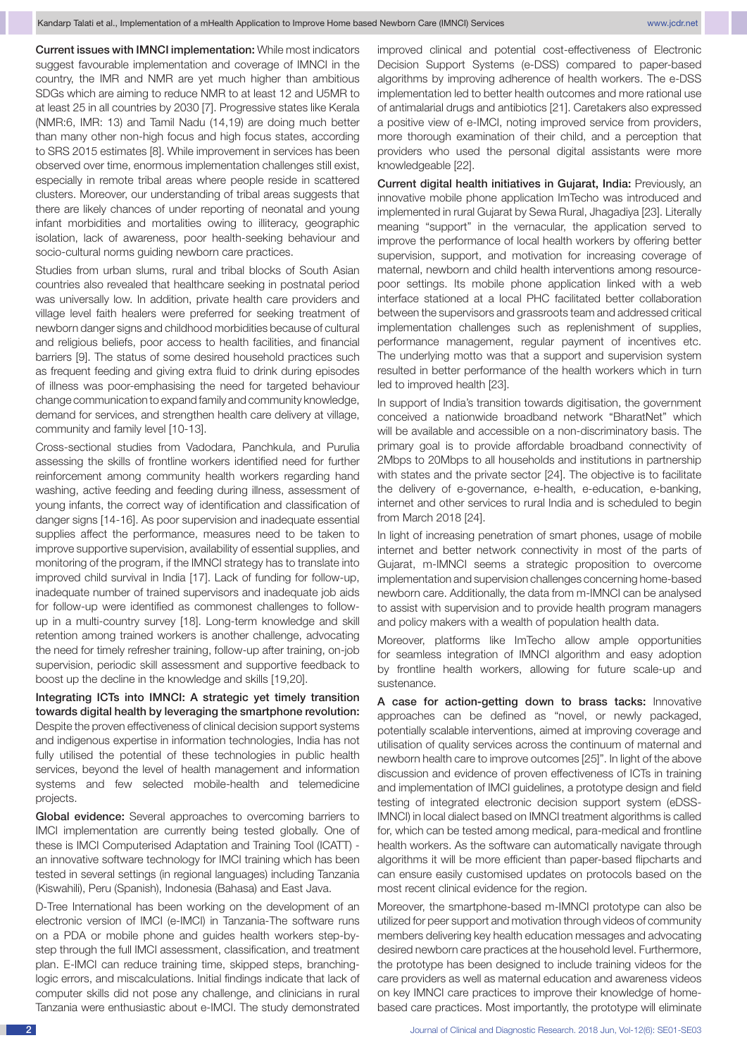**Current issues with IMNCI implementation:** While most indicators suggest favourable implementation and coverage of IMNCI in the country, the IMR and NMR are yet much higher than ambitious SDGs which are aiming to reduce NMR to at least 12 and U5MR to at least 25 in all countries by 2030 [7]. Progressive states like Kerala (NMR:6, IMR: 13) and Tamil Nadu (14,19) are doing much better than many other non-high focus and high focus states, according to SRS 2015 estimates [8]. While improvement in services has been observed over time, enormous implementation challenges still exist, especially in remote tribal areas where people reside in scattered clusters. Moreover, our understanding of tribal areas suggests that there are likely chances of under reporting of neonatal and young infant morbidities and mortalities owing to illiteracy, geographic isolation, lack of awareness, poor health-seeking behaviour and socio-cultural norms guiding newborn care practices.

Studies from urban slums, rural and tribal blocks of South Asian countries also revealed that healthcare seeking in postnatal period was universally low. In addition, private health care providers and village level faith healers were preferred for seeking treatment of newborn danger signs and childhood morbidities because of cultural and religious beliefs, poor access to health facilities, and financial barriers [9]. The status of some desired household practices such as frequent feeding and giving extra fluid to drink during episodes of illness was poor-emphasising the need for targeted behaviour change communication to expand family and community knowledge, demand for services, and strengthen health care delivery at village, community and family level [10-13].

Cross-sectional studies from Vadodara, Panchkula, and Purulia assessing the skills of frontline workers identified need for further reinforcement among community health workers regarding hand washing, active feeding and feeding during illness, assessment of young infants, the correct way of identification and classification of danger signs [14-16]. As poor supervision and inadequate essential supplies affect the performance, measures need to be taken to improve supportive supervision, availability of essential supplies, and monitoring of the program, if the IMNCI strategy has to translate into improved child survival in India [17]. Lack of funding for follow-up, inadequate number of trained supervisors and inadequate job aids for follow-up were identified as commonest challenges to follow-up in a multi-country survey [18]. Long-term knowledge and skill retention among trained workers is another challenge, advocating the need for timely refresher training, follow-up after training, on-job supervision, periodic skill assessment and supportive feedback to boost up the decline in the knowledge and skills [19,20].

**Integrating ICTs into IMNCI: A strategic yet timely transition towards digital health by leveraging the smartphone revolution:** Despite the proven effectiveness of clinical decision support systems and indigenous expertise in information technologies, India has not fully utilised the potential of these technologies in public health services, beyond the level of health management and information systems and few selected mobile-health and telemedicine projects.

**Global evidence:** Several approaches to overcoming barriers to IMCI implementation are currently being tested globally. One of these is IMCI Computerised Adaptation and Training Tool (ICATT) - an innovative software technology for IMCI training which has been tested in several settings (in regional languages) including Tanzania (Kiswahili), Peru (Spanish), Indonesia (Bahasa) and East Java.

D-Tree International has been working on the development of an electronic version of IMCI (e-IMCI) in Tanzania-The software runs on a PDA or mobile phone and guides health workers step-by-step through the full IMCI assessment, classification, and treatment plan. E-IMCI can reduce training time, skipped steps, branching-logic errors, and miscalculations. Initial findings indicate that lack of computer skills did not pose any challenge, and clinicians in rural Tanzania were enthusiastic about e-IMCI. The study demonstrated improved clinical and potential cost-effectiveness of Electronic Decision Support Systems (e-DSS) compared to paper-based algorithms by improving adherence of health workers. The e-DSS implementation led to better health outcomes and more rational use of antimalarial drugs and antibiotics [21]. Caretakers also expressed a positive view of e-IMCI, noting improved service from providers, more thorough examination of their child, and a perception that providers who used the personal digital assistants were more knowledgeable [22].

**Current digital health initiatives in Gujarat, India:** Previously, an innovative mobile phone application ImTecho was introduced and implemented in rural Gujarat by Sewa Rural, Jhagadiya [23]. Literally meaning "support" in the vernacular, the application served to improve the performance of local health workers by offering better supervision, support, and motivation for increasing coverage of maternal, newborn and child health interventions among resource-poor settings. Its mobile phone application linked with a web interface stationed at a local PHC facilitated better collaboration between the supervisors and grassroots team and addressed critical implementation challenges such as replenishment of supplies, performance management, regular payment of incentives etc. The underlying motto was that a support and supervision system resulted in better performance of the health workers which in turn led to improved health [23].

In support of India's transition towards digitisation, the government conceived a nationwide broadband network "BharatNet" which will be available and accessible on a non-discriminatory basis. The primary goal is to provide affordable broadband connectivity of 2Mbps to 20Mbps to all households and institutions in partnership with states and the private sector [24]. The objective is to facilitate the delivery of e-governance, e-health, e-education, e-banking, internet and other services to rural India and is scheduled to begin from March 2018 [24].

In light of increasing penetration of smart phones, usage of mobile internet and better network connectivity in most of the parts of Gujarat, m-IMNCI seems a strategic proposition to overcome implementation and supervision challenges concerning home-based newborn care. Additionally, the data from m-IMNCI can be analysed to assist with supervision and to provide health program managers and policy makers with a wealth of population health data.

Moreover, platforms like ImTecho allow ample opportunities for seamless integration of IMNCI algorithm and easy adoption by frontline health workers, allowing for future scale-up and sustenance.

**A case for action-getting down to brass tacks:** Innovative approaches can be defined as "novel, or newly packaged, potentially scalable interventions, aimed at improving coverage and utilisation of quality services across the continuum of maternal and newborn health care to improve outcomes [25]". In light of the above discussion and evidence of proven effectiveness of ICTs in training and implementation of IMCI guidelines, a prototype design and field testing of integrated electronic decision support system (eDSS-IMNCI) in local dialect based on IMNCI treatment algorithms is called for, which can be tested among medical, para-medical and frontline health workers. As the software can automatically navigate through algorithms it will be more efficient than paper-based flipcharts and can ensure easily customised updates on protocols based on the most recent clinical evidence for the region.

Moreover, the smartphone-based m-IMNCI prototype can also be utilized for peer support and motivation through videos of community members delivering key health education messages and advocating desired newborn care practices at the household level. Furthermore, the prototype has been designed to include training videos for the care providers as well as maternal education and awareness videos on key IMNCI care practices to improve their knowledge of home-based care practices. Most importantly, the prototype will eliminate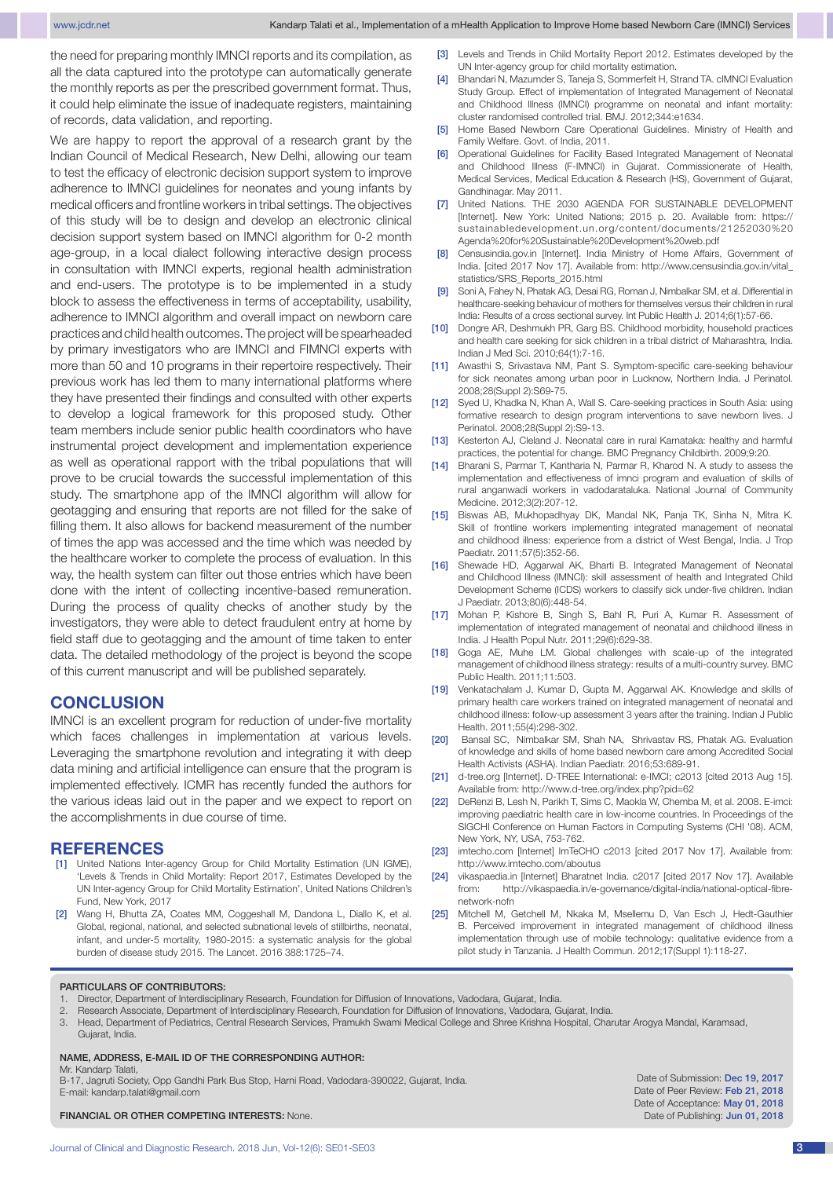the need for preparing monthly IMNCI reports and its compilation, as all the data captured into the prototype can automatically generate the monthly reports as per the prescribed government format. Thus, it could help eliminate the issue of inadequate registers, maintaining of records, data validation, and reporting.

We are happy to report the approval of a research grant by the Indian Council of Medical Research, New Delhi, allowing our team to test the efficacy of electronic decision support system to improve adherence to IMNCI guidelines for neonates and young infants by medical officers and frontline workers in tribal settings. The objectives of this study will be to design and develop an electronic clinical decision support system based on IMNCI algorithm for 0-2 month age-group, in a local dialect following interactive design process in consultation with IMNCI experts, regional health administration and end-users. The prototype is to be implemented in a study block to assess the effectiveness in terms of acceptability, usability, adherence to IMNCI algorithm and overall impact on newborn care practices and child health outcomes. The project will be spearheaded by primary investigators who are IMNCI and FIMNCI experts with more than 50 and 10 programs in their repertoire respectively. Their previous work has led them to many international platforms where they have presented their findings and consulted with other experts to develop a logical framework for this proposed study. Other team members include senior public health coordinators who have instrumental project development and implementation experience as well as operational rapport with the tribal populations that will prove to be crucial towards the successful implementation of this study. The smartphone app of the IMNCI algorithm will allow for geotagging and ensuring that reports are not filled for the sake of filling them. It also allows for backend measurement of the number of times the app was accessed and the time which was needed by the healthcare worker to complete the process of evaluation. In this way, the health system can filter out those entries which have been done with the intent of collecting incentive-based remuneration. During the process of quality checks of another study by the investigators, they were able to detect fraudulent entry at home by field staff due to geotagging and the amount of time taken to enter data. The detailed methodology of the project is beyond the scope of this current manuscript and will be published separately.

## CONCLUSION

IMNCI is an excellent program for reduction of under-five mortality which faces challenges in implementation at various levels. Leveraging the smartphone revolution and integrating it with deep data mining and artificial intelligence can ensure that the program is implemented effectively. ICMR has recently funded the authors for the various ideas laid out in the paper and we expect to report on the accomplishments in due course of time.

## REFERENCES

[1] United Nations Inter-agency Group for Child Mortality Estimation (UN IGME), 'Levels & Trends in Child Mortality: Report 2017, Estimates Developed by the UN Inter-agency Group for Child Mortality Estimation', United Nations Children's Fund, New York, 2017

[2] Wang H, Bhutta ZA, Coates MM, Coggeshall M, Dandona L, Diallo K, et al. Global, regional, national, and selected subnational levels of stillbirths, neonatal, infant, and under-5 mortality, 1980-2015: a systematic analysis for the global burden of disease study 2015. The Lancet. 2016 388:1725–74.

[3] Levels and Trends in Child Mortality Report 2012. Estimates developed by the UN Inter-agency group for child mortality estimation.

[4] Bhandari N, Mazumder S, Taneja S, Sommerfelt H, Strand TA. cIMNCI Evaluation Study Group. Effect of implementation of Integrated Management of Neonatal and Childhood Illness (IMNCI) programme on neonatal and infant mortality: cluster randomised controlled trial. BMJ. 2012;344:e1634.

[5] Home Based Newborn Care Operational Guidelines. Ministry of Health and Family Welfare. Govt. of India, 2011.

[6] Operational Guidelines for Facility Based Integrated Management of Neonatal and Childhood Illness (F-IMNCI) in Gujarat. Commissionerate of Health, Medical Services, Medical Education & Research (HS), Government of Gujarat, Gandhinagar. May 2011.

[7] United Nations. THE 2030 AGENDA FOR SUSTAINABLE DEVELOPMENT [Internet]. New York: United Nations; 2015 p. 20. Available from: https://sustainabledevelopment.un.org/content/documents/21252030%20Agenda%20for%20Sustainable%20Development%20web.pdf

[8] Censusindia.gov.in [Internet]. India Ministry of Home Affairs, Government of India. [cited 2017 Nov 17]. Available from: http://www.censusindia.gov.in/vital_statistics/SRS_Reports_2015.html

[9] Soni A, Fahey N, Phatak AG, Desai RG, Roman J, Nimbalkar SM, et al. Differential in healthcare-seeking behaviour of mothers for themselves versus their children in rural India: Results of a cross sectional survey. Int Public Health J. 2014;6(1):57-66.

[10] Dongre AR, Deshmukh PR, Garg BS. Childhood morbidity, household practices and health care seeking for sick children in a tribal district of Maharashtra, India. Indian J Med Sci. 2010;64(1):7-16.

[11] Awasthi S, Srivastava NM, Pant S. Symptom-specific care-seeking behaviour for sick neonates among urban poor in Lucknow, Northern India. J Perinatol. 2008;28(Suppl 2):S69-75.

[12] Syed U, Khadka N, Khan A, Wall S. Care-seeking practices in South Asia: using formative research to design program interventions to save newborn lives. J Perinatol. 2008;28(Suppl 2):S9-13.

[13] Kesterton AJ, Cleland J. Neonatal care in rural Karnataka: healthy and harmful practices, the potential for change. BMC Pregnancy Childbirth. 2009;9:20.

[14] Bharani S, Parmar T, Kantharia N, Parmar R, Kharod N. A study to assess the implementation and effectiveness of imnci program and evaluation of skills of rural anganwadi workers in vadodarataluka. National Journal of Community Medicine. 2012;3(2):207-12.

[15] Biswas AB, Mukhopadhyay DK, Mandal NK, Panja TK, Sinha N, Mitra K. Skill of frontline workers implementing integrated management of neonatal and childhood illness: experience from a district of West Bengal, India. J Trop Paediatr. 2011;57(5):352-56.

[16] Shewade HD, Aggarwal AK, Bharti B. Integrated Management of Neonatal and Childhood Illness (IMNCI): skill assessment of health and Integrated Child Development Scheme (ICDS) workers to classify sick under-five children. Indian J Paediatr. 2013;80(6):448-54.

[17] Mohan P, Kishore B, Singh S, Bahl R, Puri A, Kumar R. Assessment of implementation of integrated management of neonatal and childhood illness in India. J Health Popul Nutr. 2011;29(6):629-38.

[18] Goga AE, Muhe LM. Global challenges with scale-up of the integrated management of childhood illness strategy: results of a multi-country survey. BMC Public Health. 2011;11:503.

[19] Venkatachalam J, Kumar D, Gupta M, Aggarwal AK. Knowledge and skills of primary health care workers trained on integrated management of neonatal and childhood illness: follow-up assessment 3 years after the training. Indian J Public Health. 2011;55(4):298-302.

[20] Bansal SC, Nimbalkar SM, Shah NA, Shrivastav RS, Phatak AG. Evaluation of knowledge and skills of home based newborn care among Accredited Social Health Activists (ASHA). Indian Paediatr. 2016;53:689-91.

[21] d-tree.org [Internet]. D-TREE International: e-IMCI; c2013 [cited 2013 Aug 15]. Available from: http://www.d-tree.org/index.php?pid=62

[22] DeRenzi B, Lesh N, Parikh T, Sims C, Maokla W, Chemba M, et al. 2008. E-imci: improving paediatric health care in low-income countries. In Proceedings of the SIGCHI Conference on Human Factors in Computing Systems (CHI '08). ACM, New York, NY, USA, 753-762.

[23] imtecho.com [Internet] ImTeCHO c2013 [cited 2017 Nov 17]. Available from: http://www.imtecho.com/aboutus

[24] vikaspaedia.in [Internet] Bharatnet India. c2017 [cited 2017 Nov 17]. Available from: http://vikaspaedia.in/e-governance/digital-india/national-optical-fibre-network-nofn

[25] Mitchell M, Getchell M, Nkaka M, Msellemu D, Van Esch J, Hedt-Gauthier B. Perceived improvement in integrated management of childhood illness implementation through use of mobile technology: qualitative evidence from a pilot study in Tanzania. J Health Commun. 2012;17(Suppl 1):118-27.

**PARTICULARS OF CONTRIBUTORS:**

1. Director, Department of Interdisciplinary Research, Foundation for Diffusion of Innovations, Vadodara, Gujarat, India.
2. Research Associate, Department of Interdisciplinary Research, Foundation for Diffusion of Innovations, Vadodara, Gujarat, India.
3. Head, Department of Pediatrics, Central Research Services, Pramukh Swami Medical College and Shree Krishna Hospital, Charutar Arogya Mandal, Karamsad, Gujarat, India.

**NAME, ADDRESS, E-MAIL ID OF THE CORRESPONDING AUTHOR:**

Mr. Kandarp Talati,
B-17, Jagruti Society, Opp Gandhi Park Bus Stop, Harni Road, Vadodara-390022, Gujarat, India.
E-mail: kandarp.talati@gmail.com

**FINANCIAL OR OTHER COMPETING INTERESTS:** None.

Date of Submission: **Dec 19, 2017**
Date of Peer Review: **Feb 21, 2018**
Date of Acceptance: **May 01, 2018**
Date of Publishing: **Jun 01, 2018**